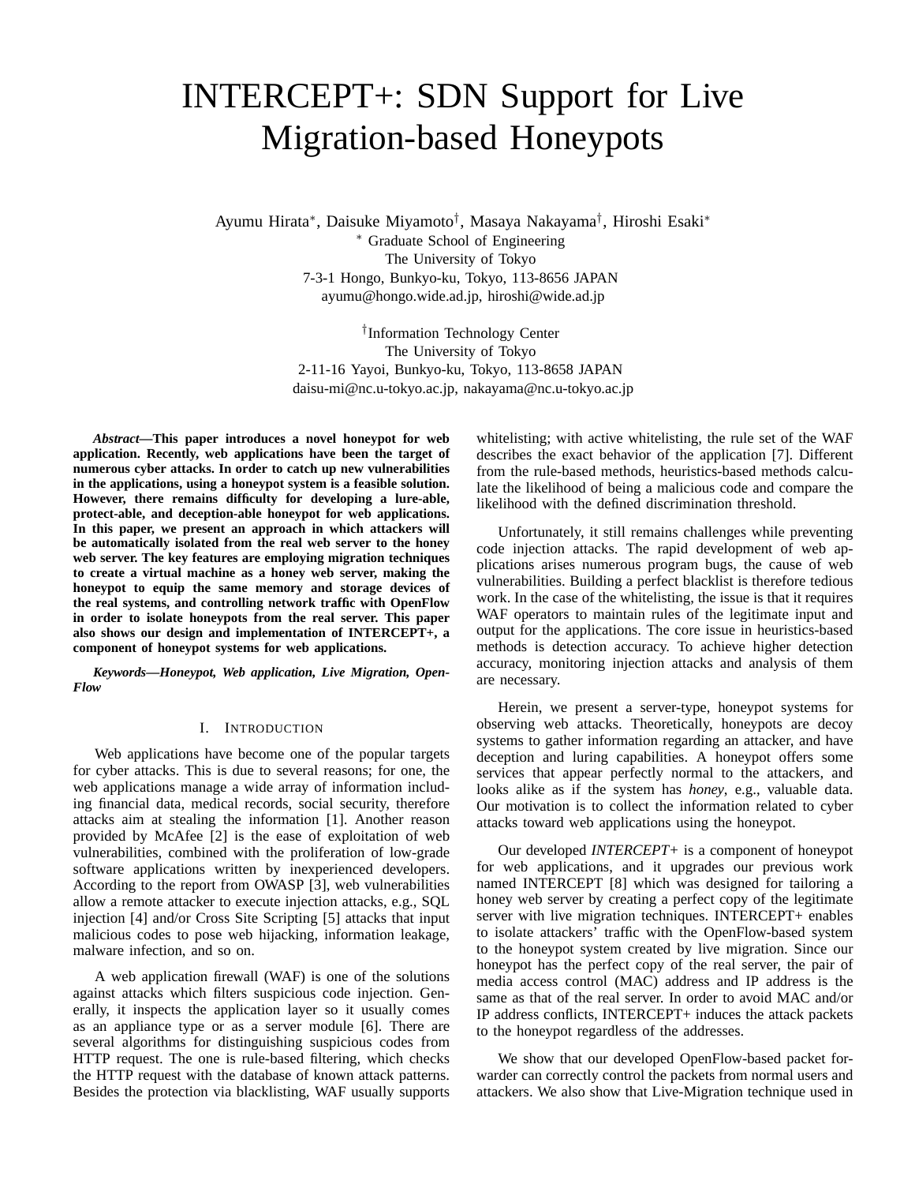# INTERCEPT+: SDN Support for Live Migration-based Honeypots

Ayumu Hirata*, Daisuke Miyamoto†, Masaya Nakayama†, Hiroshi Esaki*

* Graduate School of Engineering
The University of Tokyo
7-3-1 Hongo, Bunkyo-ku, Tokyo, 113-8656 JAPAN
ayumu@hongo.wide.ad.jp, hiroshi@wide.ad.jp

†Information Technology Center
The University of Tokyo
2-11-16 Yayoi, Bunkyo-ku, Tokyo, 113-8658 JAPAN
daisu-mi@nc.u-tokyo.ac.jp, nakayama@nc.u-tokyo.ac.jp

***Abstract*—This paper introduces a novel honeypot for web application. Recently, web applications have been the target of numerous cyber attacks. In order to catch up new vulnerabilities in the applications, using a honeypot system is a feasible solution. However, there remains difficulty for developing a lure-able, protect-able, and deception-able honeypot for web applications. In this paper, we present an approach in which attackers will be automatically isolated from the real web server to the honey web server. The key features are employing migration techniques to create a virtual machine as a honey web server, making the honeypot to equip the same memory and storage devices of the real systems, and controlling network traffic with OpenFlow in order to isolate honeypots from the real server. This paper also shows our design and implementation of INTERCEPT+, a component of honeypot systems for web applications.**

***Keywords*—Honeypot, Web application, Live Migration, OpenFlow**

## I. Introduction

Web applications have become one of the popular targets for cyber attacks. This is due to several reasons; for one, the web applications manage a wide array of information including financial data, medical records, social security, therefore attacks aim at stealing the information [1]. Another reason provided by McAfee [2] is the ease of exploitation of web vulnerabilities, combined with the proliferation of low-grade software applications written by inexperienced developers. According to the report from OWASP [3], web vulnerabilities allow a remote attacker to execute injection attacks, e.g., SQL injection [4] and/or Cross Site Scripting [5] attacks that input malicious codes to pose web hijacking, information leakage, malware infection, and so on.

A web application firewall (WAF) is one of the solutions against attacks which filters suspicious code injection. Generally, it inspects the application layer so it usually comes as an appliance type or as a server module [6]. There are several algorithms for distinguishing suspicious codes from HTTP request. The one is rule-based filtering, which checks the HTTP request with the database of known attack patterns. Besides the protection via blacklisting, WAF usually supports whitelisting; with active whitelisting, the rule set of the WAF describes the exact behavior of the application [7]. Different from the rule-based methods, heuristics-based methods calculate the likelihood of being a malicious code and compare the likelihood with the defined discrimination threshold.

Unfortunately, it still remains challenges while preventing code injection attacks. The rapid development of web applications arises numerous program bugs, the cause of web vulnerabilities. Building a perfect blacklist is therefore tedious work. In the case of the whitelisting, the issue is that it requires WAF operators to maintain rules of the legitimate input and output for the applications. The core issue in heuristics-based methods is detection accuracy. To achieve higher detection accuracy, monitoring injection attacks and analysis of them are necessary.

Herein, we present a server-type, honeypot systems for observing web attacks. Theoretically, honeypots are decoy systems to gather information regarding an attacker, and have deception and luring capabilities. A honeypot offers some services that appear perfectly normal to the attackers, and looks alike as if the system has *honey*, e.g., valuable data. Our motivation is to collect the information related to cyber attacks toward web applications using the honeypot.

Our developed *INTERCEPT+* is a component of honeypot for web applications, and it upgrades our previous work named INTERCEPT [8] which was designed for tailoring a honey web server by creating a perfect copy of the legitimate server with live migration techniques. INTERCEPT+ enables to isolate attackers' traffic with the OpenFlow-based system to the honeypot system created by live migration. Since our honeypot has the perfect copy of the real server, the pair of media access control (MAC) address and IP address is the same as that of the real server. In order to avoid MAC and/or IP address conflicts, INTERCEPT+ induces the attack packets to the honeypot regardless of the addresses.

We show that our developed OpenFlow-based packet forwarder can correctly control the packets from normal users and attackers. We also show that Live-Migration technique used in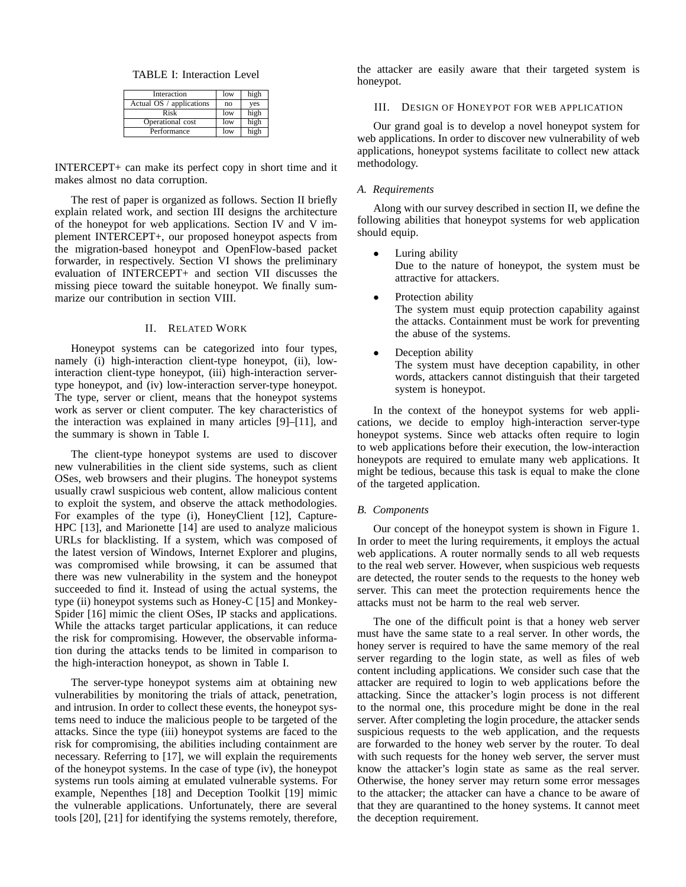TABLE I: Interaction Level

| Interaction | low | high |
|---|---|---|
| Actual OS / applications | no | yes |
| Risk | low | high |
| Operational cost | low | high |
| Performance | low | high |

INTERCEPT+ can make its perfect copy in short time and it makes almost no data corruption.

The rest of paper is organized as follows. Section II briefly explain related work, and section III designs the architecture of the honeypot for web applications. Section IV and V implement INTERCEPT+, our proposed honeypot aspects from the migration-based honeypot and OpenFlow-based packet forwarder, in respectively. Section VI shows the preliminary evaluation of INTERCEPT+ and section VII discusses the missing piece toward the suitable honeypot. We finally summarize our contribution in section VIII.

## II. Related Work

Honeypot systems can be categorized into four types, namely (i) high-interaction client-type honeypot, (ii), low-interaction client-type honeypot, (iii) high-interaction server-type honeypot, and (iv) low-interaction server-type honeypot. The type, server or client, means that the honeypot systems work as server or client computer. The key characteristics of the interaction was explained in many articles [9]–[11], and the summary is shown in Table I.

The client-type honeypot systems are used to discover new vulnerabilities in the client side systems, such as client OSes, web browsers and their plugins. The honeypot systems usually crawl suspicious web content, allow malicious content to exploit the system, and observe the attack methodologies. For examples of the type (i), HoneyClient [12], Capture-HPC [13], and Marionette [14] are used to analyze malicious URLs for blacklisting. If a system, which was composed of the latest version of Windows, Internet Explorer and plugins, was compromised while browsing, it can be assumed that there was new vulnerability in the system and the honeypot succeeded to find it. Instead of using the actual systems, the type (ii) honeypot systems such as Honey-C [15] and Monkey-Spider [16] mimic the client OSes, IP stacks and applications. While the attacks target particular applications, it can reduce the risk for compromising. However, the observable information during the attacks tends to be limited in comparison to the high-interaction honeypot, as shown in Table I.

The server-type honeypot systems aim at obtaining new vulnerabilities by monitoring the trials of attack, penetration, and intrusion. In order to collect these events, the honeypot systems need to induce the malicious people to be targeted of the attacks. Since the type (iii) honeypot systems are faced to the risk for compromising, the abilities including containment are necessary. Referring to [17], we will explain the requirements of the honeypot systems. In the case of type (iv), the honeypot systems run tools aiming at emulated vulnerable systems. For example, Nepenthes [18] and Deception Toolkit [19] mimic the vulnerable applications. Unfortunately, there are several tools [20], [21] for identifying the systems remotely, therefore, the attacker are easily aware that their targeted system is honeypot.

## III. Design of Honeypot for Web Application

Our grand goal is to develop a novel honeypot system for web applications. In order to discover new vulnerability of web applications, honeypot systems facilitate to collect new attack methodology.

### A. Requirements

Along with our survey described in section II, we define the following abilities that honeypot systems for web application should equip.

- Luring ability
  Due to the nature of honeypot, the system must be attractive for attackers.
- Protection ability
  The system must equip protection capability against the attacks. Containment must be work for preventing the abuse of the systems.
- Deception ability
  The system must have deception capability, in other words, attackers cannot distinguish that their targeted system is honeypot.

In the context of the honeypot systems for web applications, we decide to employ high-interaction server-type honeypot systems. Since web attacks often require to login to web applications before their execution, the low-interaction honeypots are required to emulate many web applications. It might be tedious, because this task is equal to make the clone of the targeted application.

### B. Components

Our concept of the honeypot system is shown in Figure 1. In order to meet the luring requirements, it employs the actual web applications. A router normally sends to all web requests to the real web server. However, when suspicious web requests are detected, the router sends to the requests to the honey web server. This can meet the protection requirements hence the attacks must not be harm to the real web server.

The one of the difficult point is that a honey web server must have the same state to a real server. In other words, the honey server is required to have the same memory of the real server regarding to the login state, as well as files of web content including applications. We consider such case that the attacker are required to login to web applications before the attacking. Since the attacker's login process is not different to the normal one, this procedure might be done in the real server. After completing the login procedure, the attacker sends suspicious requests to the web application, and the requests are forwarded to the honey web server by the router. To deal with such requests for the honey web server, the server must know the attacker's login state as same as the real server. Otherwise, the honey server may return some error messages to the attacker; the attacker can have a chance to be aware of that they are quarantined to the honey systems. It cannot meet the deception requirement.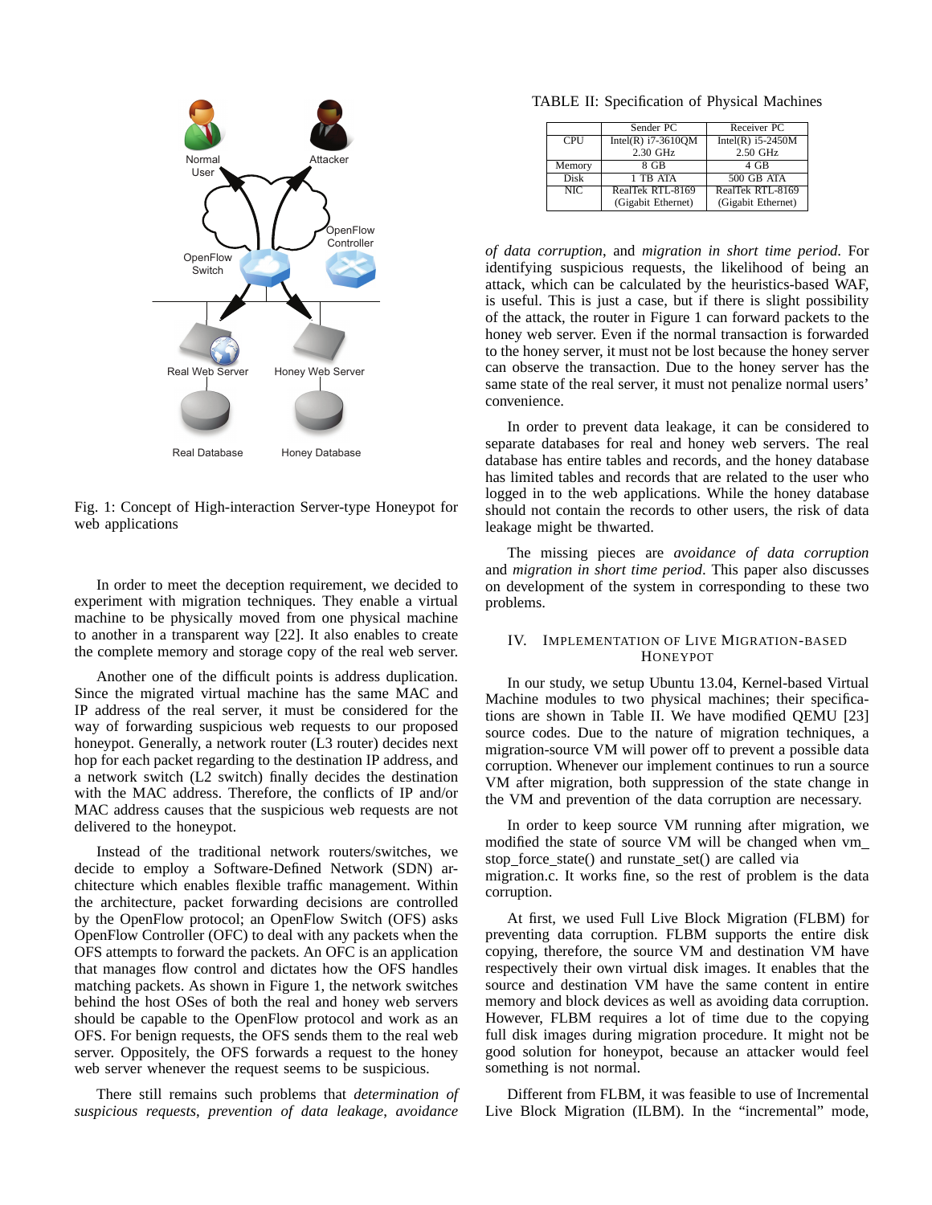Fig. 1: Concept of High-interaction Server-type Honeypot for web applications

In order to meet the deception requirement, we decided to experiment with migration techniques. They enable a virtual machine to be physically moved from one physical machine to another in a transparent way [22]. It also enables to create the complete memory and storage copy of the real web server.

Another one of the difficult points is address duplication. Since the migrated virtual machine has the same MAC and IP address of the real server, it must be considered for the way of forwarding suspicious web requests to our proposed honeypot. Generally, a network router (L3 router) decides next hop for each packet regarding to the destination IP address, and a network switch (L2 switch) finally decides the destination with the MAC address. Therefore, the conflicts of IP and/or MAC address causes that the suspicious web requests are not delivered to the honeypot.

Instead of the traditional network routers/switches, we decide to employ a Software-Defined Network (SDN) architecture which enables flexible traffic management. Within the architecture, packet forwarding decisions are controlled by the OpenFlow protocol; an OpenFlow Switch (OFS) asks OpenFlow Controller (OFC) to deal with any packets when the OFS attempts to forward the packets. An OFC is an application that manages flow control and dictates how the OFS handles matching packets. As shown in Figure 1, the network switches behind the host OSes of both the real and honey web servers should be capable to the OpenFlow protocol and work as an OFS. For benign requests, the OFS sends them to the real web server. Oppositely, the OFS forwards a request to the honey web server whenever the request seems to be suspicious.

There still remains such problems that *determination of suspicious requests*, *prevention of data leakage*, *avoidance of data corruption*, and *migration in short time period*. For identifying suspicious requests, the likelihood of being an attack, which can be calculated by the heuristics-based WAF, is useful. This is just a case, but if there is slight possibility of the attack, the router in Figure 1 can forward packets to the honey web server. Even if the normal transaction is forwarded to the honey server, it must not be lost because the honey server can observe the transaction. Due to the honey server has the same state of the real server, it must not penalize normal users' convenience.

In order to prevent data leakage, it can be considered to separate databases for real and honey web servers. The real database has entire tables and records, and the honey database has limited tables and records that are related to the user who logged in to the web applications. While the honey database should not contain the records to other users, the risk of data leakage might be thwarted.

The missing pieces are *avoidance of data corruption* and *migration in short time period*. This paper also discusses on development of the system in corresponding to these two problems.

TABLE II: Specification of Physical Machines

| | Sender PC | Receiver PC |
|---|---|---|
| CPU | Intel(R) i7-3610QM 2.30 GHz | Intel(R) i5-2450M 2.50 GHz |
| Memory | 8 GB | 4 GB |
| Disk | 1 TB ATA | 500 GB ATA |
| NIC | RealTek RTL-8169 (Gigabit Ethernet) | RealTek RTL-8169 (Gigabit Ethernet) |

## IV. Implementation of Live Migration-based Honeypot

In our study, we setup Ubuntu 13.04, Kernel-based Virtual Machine modules to two physical machines; their specifications are shown in Table II. We have modified QEMU [23] source codes. Due to the nature of migration techniques, a migration-source VM will power off to prevent a possible data corruption. Whenever our implement continues to run a source VM after migration, both suppression of the state change in the VM and prevention of the data corruption are necessary.

In order to keep source VM running after migration, we modified the state of source VM will be changed when vm_stop_force_state() and runstate_set() are called via migration.c. It works fine, so the rest of problem is the data corruption.

At first, we used Full Live Block Migration (FLBM) for preventing data corruption. FLBM supports the entire disk copying, therefore, the source VM and destination VM have respectively their own virtual disk images. It enables that the source and destination VM have the same content in entire memory and block devices as well as avoiding data corruption. However, FLBM requires a lot of time due to the copying full disk images during migration procedure. It might not be good solution for honeypot, because an attacker would feel something is not normal.

Different from FLBM, it was feasible to use of Incremental Live Block Migration (ILBM). In the "incremental" mode,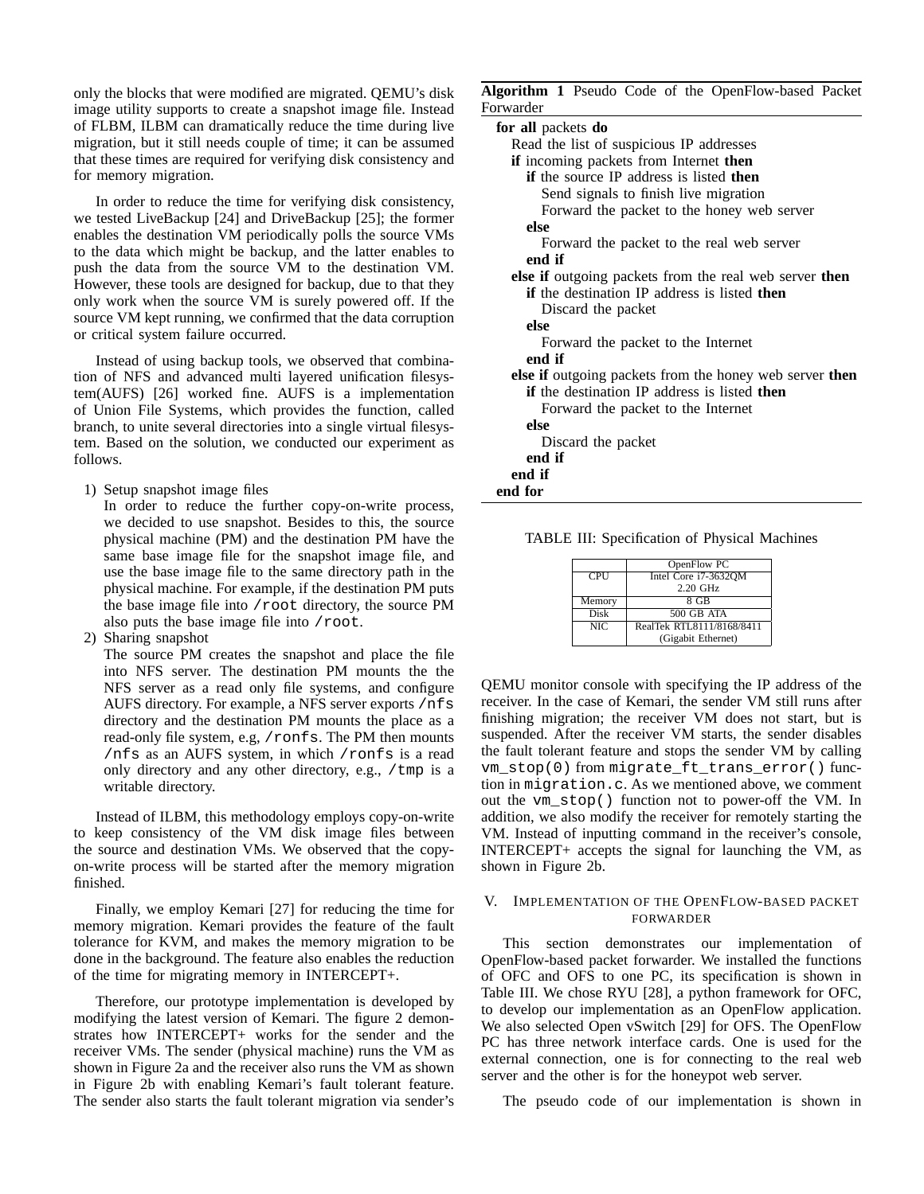only the blocks that were modified are migrated. QEMU's disk image utility supports to create a snapshot image file. Instead of FLBM, ILBM can dramatically reduce the time during live migration, but it still needs couple of time; it can be assumed that these times are required for verifying disk consistency and for memory migration.

In order to reduce the time for verifying disk consistency, we tested LiveBackup [24] and DriveBackup [25]; the former enables the destination VM periodically polls the source VMs to the data which might be backup, and the latter enables to push the data from the source VM to the destination VM. However, these tools are designed for backup, due to that they only work when the source VM is surely powered off. If the source VM kept running, we confirmed that the data corruption or critical system failure occurred.

Instead of using backup tools, we observed that combination of NFS and advanced multi layered unification filesystem(AUFS) [26] worked fine. AUFS is a implementation of Union File Systems, which provides the function, called branch, to unite several directories into a single virtual filesystem. Based on the solution, we conducted our experiment as follows.

1) Setup snapshot image files
   In order to reduce the further copy-on-write process, we decided to use snapshot. Besides to this, the source physical machine (PM) and the destination PM have the same base image file for the snapshot image file, and use the base image file to the same directory path in the physical machine. For example, if the destination PM puts the base image file into `/root` directory, the source PM also puts the base image file into `/root`.
2) Sharing snapshot
   The source PM creates the snapshot and place the file into NFS server. The destination PM mounts the the NFS server as a read only file systems, and configure AUFS directory. For example, a NFS server exports `/nfs` directory and the destination PM mounts the place as a read-only file system, e.g, `/ronfs`. The PM then mounts `/nfs` as an AUFS system, in which `/ronfs` is a read only directory and any other directory, e.g., `/tmp` is a writable directory.

Instead of ILBM, this methodology employs copy-on-write to keep consistency of the VM disk image files between the source and destination VMs. We observed that the copy-on-write process will be started after the memory migration finished.

Finally, we employ Kemari [27] for reducing the time for memory migration. Kemari provides the feature of the fault tolerance for KVM, and makes the memory migration to be done in the background. The feature also enables the reduction of the time for migrating memory in INTERCEPT+.

Therefore, our prototype implementation is developed by modifying the latest version of Kemari. The figure 2 demonstrates how INTERCEPT+ works for the sender and the receiver VMs. The sender (physical machine) runs the VM as shown in Figure 2a and the receiver also runs the VM as shown in Figure 2b with enabling Kemari's fault tolerant feature. The sender also starts the fault tolerant migration via sender's QEMU monitor console with specifying the IP address of the receiver. In the case of Kemari, the sender VM still runs after finishing migration; the receiver VM does not start, but is suspended. After the receiver VM starts, the sender disables the fault tolerant feature and stops the sender VM by calling `vm_stop(0)` from `migrate_ft_trans_error()` function in `migration.c`. As we mentioned above, we comment out the `vm_stop()` function not to power-off the VM. In addition, we also modify the receiver for remotely starting the VM. Instead of inputting command in the receiver's console, INTERCEPT+ accepts the signal for launching the VM, as shown in Figure 2b.

**Algorithm 1** Pseudo Code of the OpenFlow-based Packet Forwarder

```
for all packets do
  Read the list of suspicious IP addresses
  if incoming packets from Internet then
    if the source IP address is listed then
      Send signals to finish live migration
      Forward the packet to the honey web server
    else
      Forward the packet to the real web server
    end if
  else if outgoing packets from the real web server then
    if the destination IP address is listed then
      Discard the packet
    else
      Forward the packet to the Internet
    end if
  else if outgoing packets from the honey web server then
    if the destination IP address is listed then
      Forward the packet to the Internet
    else
      Discard the packet
    end if
  end if
end for
```

TABLE III: Specification of Physical Machines

| | OpenFlow PC |
|---|---|
| CPU | Intel Core i7-3632QM 2.20 GHz |
| Memory | 8 GB |
| Disk | 500 GB ATA |
| NIC | RealTek RTL8111/8168/8411 (Gigabit Ethernet) |

## V. Implementation of the OpenFlow-based Packet Forwarder

This section demonstrates our implementation of OpenFlow-based packet forwarder. We installed the functions of OFC and OFS to one PC, its specification is shown in Table III. We chose RYU [28], a python framework for OFC, to develop our implementation as an OpenFlow application. We also selected Open vSwitch [29] for OFS. The OpenFlow PC has three network interface cards. One is used for the external connection, one is for connecting to the real web server and the other is for the honeypot web server.

The pseudo code of our implementation is shown in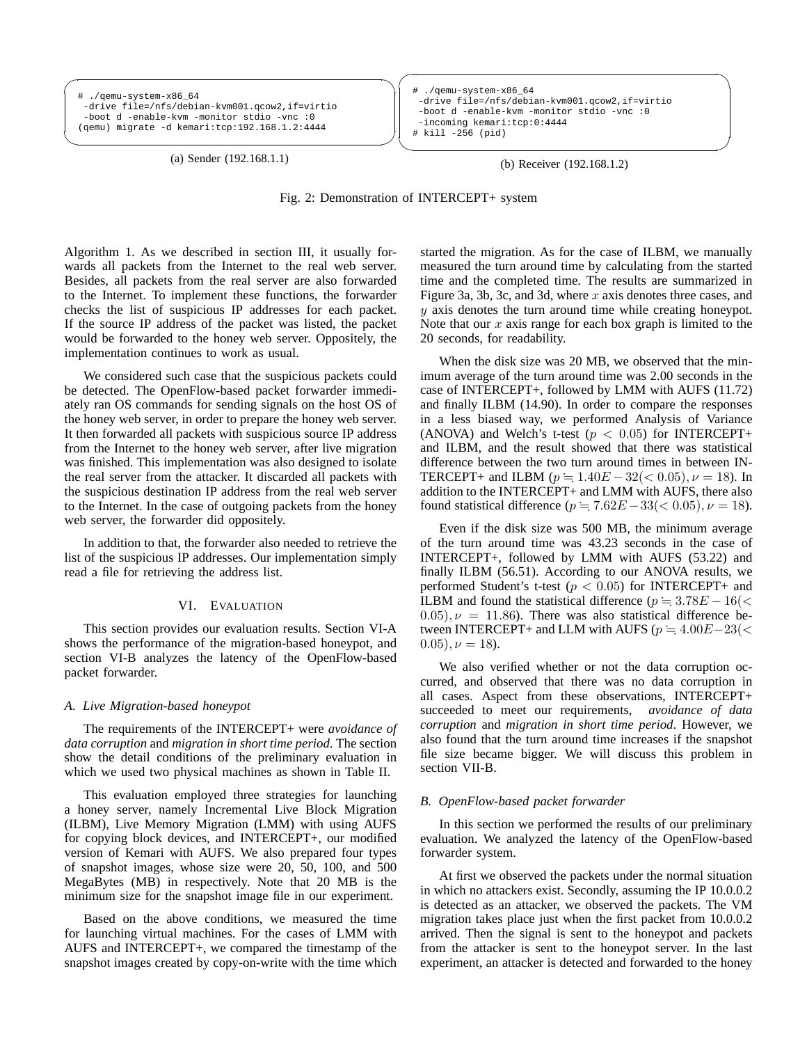```
# ./qemu-system-x86_64
 -drive file=/nfs/debian-kvm001.qcow2,if=virtio
 -boot d -enable-kvm -monitor stdio -vnc :0
(qemu) migrate -d kemari:tcp:192.168.1.2:4444
```

(a) Sender (192.168.1.1)

```
# ./qemu-system-x86_64
 -drive file=/nfs/debian-kvm001.qcow2,if=virtio
 -boot d -enable-kvm -monitor stdio -vnc :0
 -incoming kemari:tcp:0:4444
# kill -256 (pid)
```

(b) Receiver (192.168.1.2)

Fig. 2: Demonstration of INTERCEPT+ system

Algorithm 1. As we described in section III, it usually forwards all packets from the Internet to the real web server. Besides, all packets from the real server are also forwarded to the Internet. To implement these functions, the forwarder checks the list of suspicious IP addresses for each packet. If the source IP address of the packet was listed, the packet would be forwarded to the honey web server. Oppositely, the implementation continues to work as usual.

We considered such case that the suspicious packets could be detected. The OpenFlow-based packet forwarder immediately ran OS commands for sending signals on the host OS of the honey web server, in order to prepare the honey web server. It then forwarded all packets with suspicious source IP address from the Internet to the honey web server, after live migration was finished. This implementation was also designed to isolate the real server from the attacker. It discarded all packets with the suspicious destination IP address from the real web server to the Internet. In the case of outgoing packets from the honey web server, the forwarder did oppositely.

In addition to that, the forwarder also needed to retrieve the list of the suspicious IP addresses. Our implementation simply read a file for retrieving the address list.

## VI. Evaluation

This section provides our evaluation results. Section VI-A shows the performance of the migration-based honeypot, and section VI-B analyzes the latency of the OpenFlow-based packet forwarder.

### A. Live Migration-based honeypot

The requirements of the INTERCEPT+ were *avoidance of data corruption* and *migration in short time period*. The section show the detail conditions of the preliminary evaluation in which we used two physical machines as shown in Table II.

This evaluation employed three strategies for launching a honey server, namely Incremental Live Block Migration (ILBM), Live Memory Migration (LMM) with using AUFS for copying block devices, and INTERCEPT+, our modified version of Kemari with AUFS. We also prepared four types of snapshot images, whose size were 20, 50, 100, and 500 MegaBytes (MB) in respectively. Note that 20 MB is the minimum size for the snapshot image file in our experiment.

Based on the above conditions, we measured the time for launching virtual machines. For the cases of LMM with AUFS and INTERCEPT+, we compared the timestamp of the snapshot images created by copy-on-write with the time which started the migration. As for the case of ILBM, we manually measured the turn around time by calculating from the started time and the completed time. The results are summarized in Figure 3a, 3b, 3c, and 3d, where $x$ axis denotes three cases, and $y$ axis denotes the turn around time while creating honeypot. Note that our $x$ axis range for each box graph is limited to the 20 seconds, for readability.

When the disk size was 20 MB, we observed that the minimum average of the turn around time was 2.00 seconds in the case of INTERCEPT+, followed by LMM with AUFS (11.72) and finally ILBM (14.90). In order to compare the responses in a less biased way, we performed Analysis of Variance (ANOVA) and Welch's t-test ($p < 0.05$) for INTERCEPT+ and ILBM, and the result showed that there was statistical difference between the two turn around times in between INTERCEPT+ and ILBM ($p \fallingdotseq 1.40E-32 (< 0.05), \nu = 18$). In addition to the INTERCEPT+ and LMM with AUFS, there also found statistical difference ($p \fallingdotseq 7.62E-33 (< 0.05), \nu = 18$).

Even if the disk size was 500 MB, the minimum average of the turn around time was 43.23 seconds in the case of INTERCEPT+, followed by LMM with AUFS (53.22) and finally ILBM (56.51). According to our ANOVA results, we performed Student's t-test ($p < 0.05$) for INTERCEPT+ and ILBM and found the statistical difference ($p \fallingdotseq 3.78E-16 (< 0.05), \nu = 11.86$). There was also statistical difference between INTERCEPT+ and LLM with AUFS ($p \fallingdotseq 4.00E-23 (< 0.05), \nu = 18$).

We also verified whether or not the data corruption occurred, and observed that there was no data corruption in all cases. Aspect from these observations, INTERCEPT+ succeeded to meet our requirements, *avoidance of data corruption* and *migration in short time period*. However, we also found that the turn around time increases if the snapshot file size became bigger. We will discuss this problem in section VII-B.

### B. OpenFlow-based packet forwarder

In this section we performed the results of our preliminary evaluation. We analyzed the latency of the OpenFlow-based forwarder system.

At first we observed the packets under the normal situation in which no attackers exist. Secondly, assuming the IP 10.0.0.2 is detected as an attacker, we observed the packets. The VM migration takes place just when the first packet from 10.0.0.2 arrived. Then the signal is sent to the honeypot and packets from the attacker is sent to the honeypot server. In the last experiment, an attacker is detected and forwarded to the honey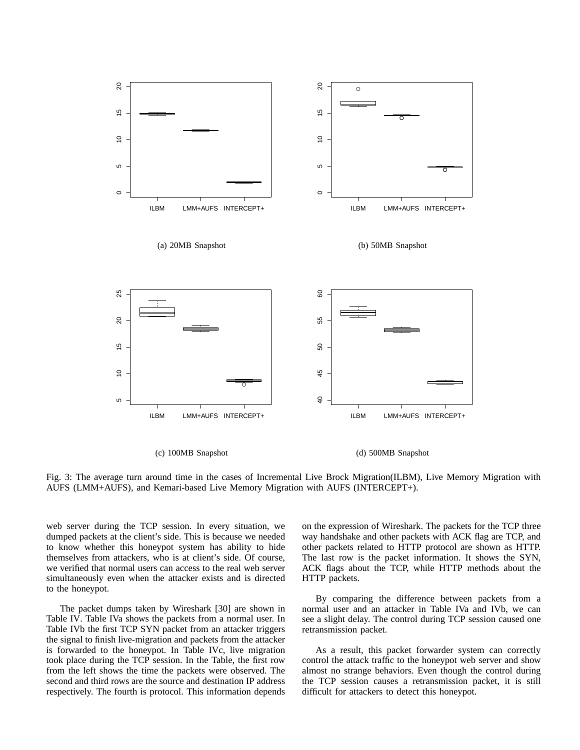(a) 20MB Snapshot

(b) 50MB Snapshot

(c) 100MB Snapshot

(d) 500MB Snapshot

Fig. 3: The average turn around time in the cases of Incremental Live Brock Migration(ILBM), Live Memory Migration with AUFS (LMM+AUFS), and Kemari-based Live Memory Migration with AUFS (INTERCEPT+).

web server during the TCP session. In every situation, we dumped packets at the client's side. This is because we needed to know whether this honeypot system has ability to hide themselves from attackers, who is at client's side. Of course, we verified that normal users can access to the real web server simultaneously even when the attacker exists and is directed to the honeypot.

The packet dumps taken by Wireshark [30] are shown in Table IV. Table IVa shows the packets from a normal user. In Table IVb the first TCP SYN packet from an attacker triggers the signal to finish live-migration and packets from the attacker is forwarded to the honeypot. In Table IVc, live migration took place during the TCP session. In the Table, the first row from the left shows the time the packets were observed. The second and third rows are the source and destination IP address respectively. The fourth is protocol. This information depends on the expression of Wireshark. The packets for the TCP three way handshake and other packets with ACK flag are TCP, and other packets related to HTTP protocol are shown as HTTP. The last row is the packet information. It shows the SYN, ACK flags about the TCP, while HTTP methods about the HTTP packets.

By comparing the difference between packets from a normal user and an attacker in Table IVa and IVb, we can see a slight delay. The control during TCP session caused one retransmission packet.

As a result, this packet forwarder system can correctly control the attack traffic to the honeypot web server and show almost no strange behaviors. Even though the control during the TCP session causes a retransmission packet, it is still difficult for attackers to detect this honeypot.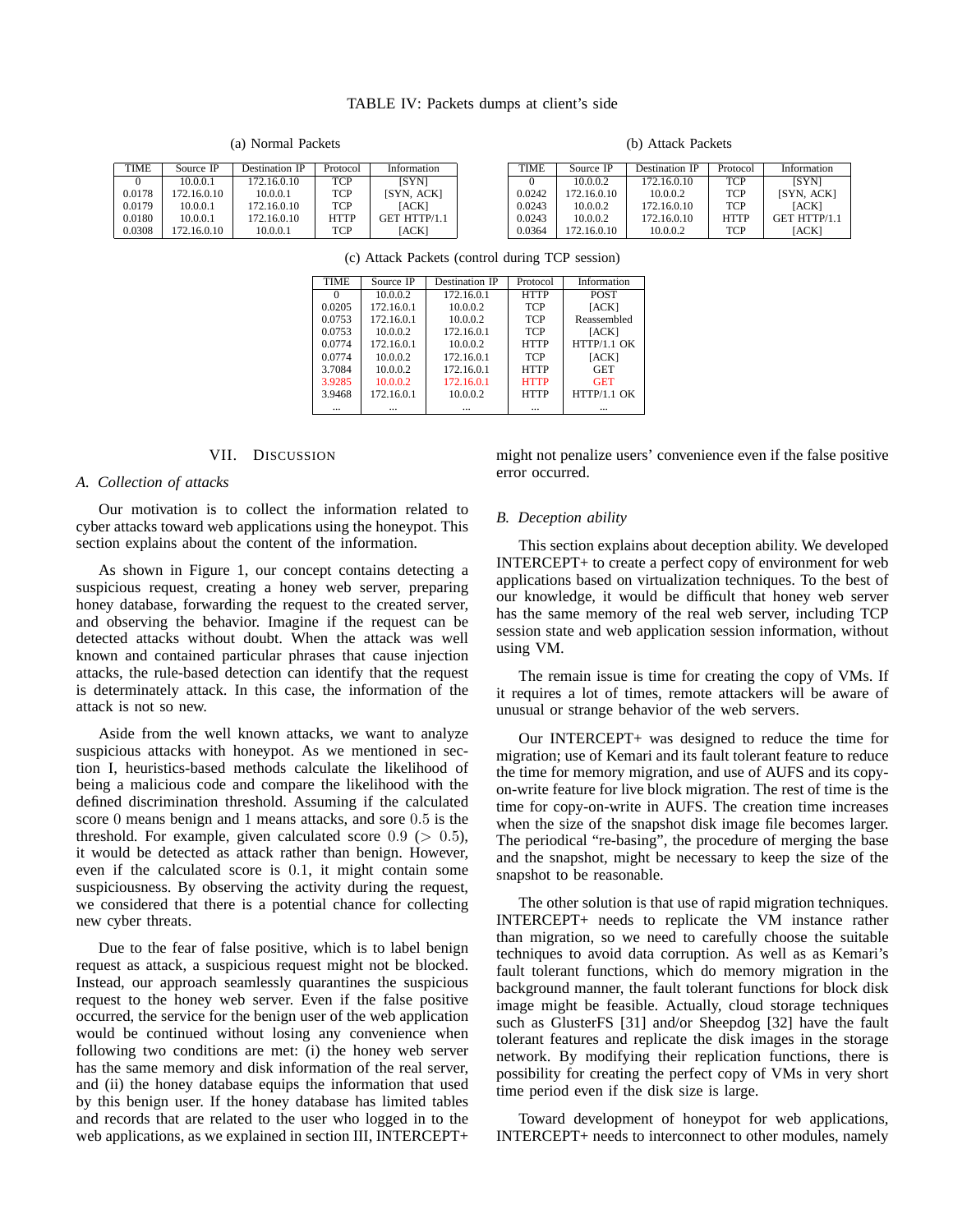TABLE IV: Packets dumps at client's side

(a) Normal Packets

| TIME | Source IP | Destination IP | Protocol | Information |
|---|---|---|---|---|
| 0 | 10.0.0.1 | 172.16.0.10 | TCP | [SYN] |
| 0.0178 | 172.16.0.10 | 10.0.0.1 | TCP | [SYN, ACK] |
| 0.0179 | 10.0.0.1 | 172.16.0.10 | TCP | [ACK] |
| 0.0180 | 10.0.0.1 | 172.16.0.10 | HTTP | GET HTTP/1.1 |
| 0.0308 | 172.16.0.10 | 10.0.0.1 | TCP | [ACK] |

(b) Attack Packets

| TIME | Source IP | Destination IP | Protocol | Information |
|---|---|---|---|---|
| 0 | 10.0.0.2 | 172.16.0.10 | TCP | [SYN] |
| 0.0242 | 172.16.0.10 | 10.0.0.2 | TCP | [SYN, ACK] |
| 0.0243 | 10.0.0.2 | 172.16.0.10 | TCP | [ACK] |
| 0.0243 | 10.0.0.2 | 172.16.0.10 | HTTP | GET HTTP/1.1 |
| 0.0364 | 172.16.0.10 | 10.0.0.2 | TCP | [ACK] |

(c) Attack Packets (control during TCP session)

| TIME | Source IP | Destination IP | Protocol | Information |
|---|---|---|---|---|
| 0 | 10.0.0.2 | 172.16.0.1 | HTTP | POST |
| 0.0205 | 172.16.0.1 | 10.0.0.2 | TCP | [ACK] |
| 0.0753 | 172.16.0.1 | 10.0.0.2 | TCP | Reassembled |
| 0.0753 | 10.0.0.2 | 172.16.0.1 | TCP | [ACK] |
| 0.0774 | 172.16.0.1 | 10.0.0.2 | HTTP | HTTP/1.1 OK |
| 0.0774 | 10.0.0.2 | 172.16.0.1 | TCP | [ACK] |
| 3.7084 | 10.0.0.2 | 172.16.0.1 | HTTP | GET |
| 3.9285 | 10.0.0.2 | 172.16.0.1 | HTTP | GET |
| 3.9468 | 172.16.0.1 | 10.0.0.2 | HTTP | HTTP/1.1 OK |
| ... | ... | ... | ... | ... |

## VII. Discussion

### A. Collection of attacks

Our motivation is to collect the information related to cyber attacks toward web applications using the honeypot. This section explains about the content of the information.

As shown in Figure 1, our concept contains detecting a suspicious request, creating a honey web server, preparing honey database, forwarding the request to the created server, and observing the behavior. Imagine if the request can be detected attacks without doubt. When the attack was well known and contained particular phrases that cause injection attacks, the rule-based detection can identify that the request is determinately attack. In this case, the information of the attack is not so new.

Aside from the well known attacks, we want to analyze suspicious attacks with honeypot. As we mentioned in section I, heuristics-based methods calculate the likelihood of being a malicious code and compare the likelihood with the defined discrimination threshold. Assuming if the calculated score $0$ means benign and $1$ means attacks, and sore $0.5$ is the threshold. For example, given calculated score $0.9$ ($> 0.5$), it would be detected as attack rather than benign. However, even if the calculated score is $0.1$, it might contain some suspiciousness. By observing the activity during the request, we considered that there is a potential chance for collecting new cyber threats.

Due to the fear of false positive, which is to label benign request as attack, a suspicious request might not be blocked. Instead, our approach seamlessly quarantines the suspicious request to the honey web server. Even if the false positive occurred, the service for the benign user of the web application would be continued without losing any convenience when following two conditions are met: (i) the honey web server has the same memory and disk information of the real server, and (ii) the honey database equips the information that used by this benign user. If the honey database has limited tables and records that are related to the user who logged in to the web applications, as we explained in section III, INTERCEPT+ might not penalize users' convenience even if the false positive error occurred.

### B. Deception ability

This section explains about deception ability. We developed INTERCEPT+ to create a perfect copy of environment for web applications based on virtualization techniques. To the best of our knowledge, it would be difficult that honey web server has the same memory of the real web server, including TCP session state and web application session information, without using VM.

The remain issue is time for creating the copy of VMs. If it requires a lot of times, remote attackers will be aware of unusual or strange behavior of the web servers.

Our INTERCEPT+ was designed to reduce the time for migration; use of Kemari and its fault tolerant feature to reduce the time for memory migration, and use of AUFS and its copy-on-write feature for live block migration. The rest of time is the time for copy-on-write in AUFS. The creation time increases when the size of the snapshot disk image file becomes larger. The periodical "re-basing", the procedure of merging the base and the snapshot, might be necessary to keep the size of the snapshot to be reasonable.

The other solution is that use of rapid migration techniques. INTERCEPT+ needs to replicate the VM instance rather than migration, so we need to carefully choose the suitable techniques to avoid data corruption. As well as as Kemari's fault tolerant functions, which do memory migration in the background manner, the fault tolerant functions for block disk image might be feasible. Actually, cloud storage techniques such as GlusterFS [31] and/or Sheepdog [32] have the fault tolerant features and replicate the disk images in the storage network. By modifying their replication functions, there is possibility for creating the perfect copy of VMs in very short time period even if the disk size is large.

Toward development of honeypot for web applications, INTERCEPT+ needs to interconnect to other modules, namely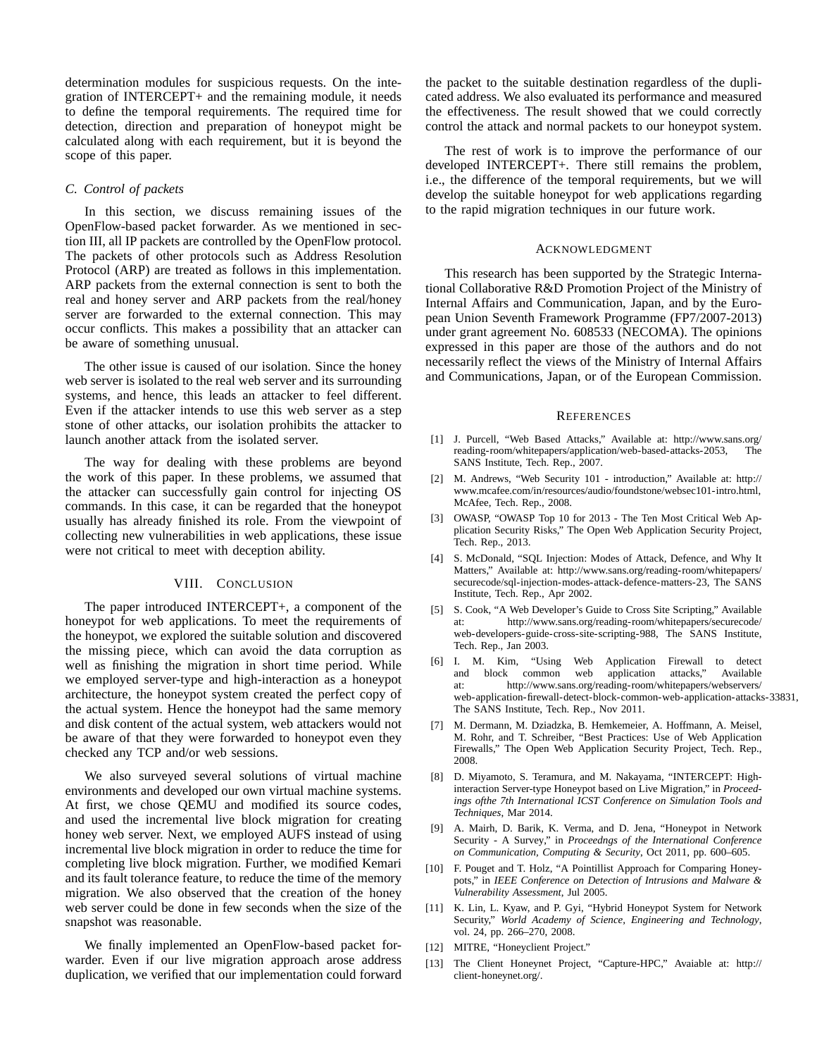determination modules for suspicious requests. On the integration of INTERCEPT+ and the remaining module, it needs to define the temporal requirements. The required time for detection, direction and preparation of honeypot might be calculated along with each requirement, but it is beyond the scope of this paper.

### C. Control of packets

In this section, we discuss remaining issues of the OpenFlow-based packet forwarder. As we mentioned in section III, all IP packets are controlled by the OpenFlow protocol. The packets of other protocols such as Address Resolution Protocol (ARP) are treated as follows in this implementation. ARP packets from the external connection is sent to both the real and honey server and ARP packets from the real/honey server are forwarded to the external connection. This may occur conflicts. This makes a possibility that an attacker can be aware of something unusual.

The other issue is caused of our isolation. Since the honey web server is isolated to the real web server and its surrounding systems, and hence, this leads an attacker to feel different. Even if the attacker intends to use this web server as a step stone of other attacks, our isolation prohibits the attacker to launch another attack from the isolated server.

The way for dealing with these problems are beyond the work of this paper. In these problems, we assumed that the attacker can successfully gain control for injecting OS commands. In this case, it can be regarded that the honeypot usually has already finished its role. From the viewpoint of collecting new vulnerabilities in web applications, these issue were not critical to meet with deception ability.

## VIII. Conclusion

The paper introduced INTERCEPT+, a component of the honeypot for web applications. To meet the requirements of the honeypot, we explored the suitable solution and discovered the missing piece, which can avoid the data corruption as well as finishing the migration in short time period. While we employed server-type and high-interaction as a honeypot architecture, the honeypot system created the perfect copy of the actual system. Hence the honeypot had the same memory and disk content of the actual system, web attackers would not be aware of that they were forwarded to honeypot even they checked any TCP and/or web sessions.

We also surveyed several solutions of virtual machine environments and developed our own virtual machine systems. At first, we chose QEMU and modified its source codes, and used the incremental live block migration for creating honey web server. Next, we employed AUFS instead of using incremental live block migration in order to reduce the time for completing live block migration. Further, we modified Kemari and its fault tolerance feature, to reduce the time of the memory migration. We also observed that the creation of the honey web server could be done in few seconds when the size of the snapshot was reasonable.

We finally implemented an OpenFlow-based packet forwarder. Even if our live migration approach arose address duplication, we verified that our implementation could forward the packet to the suitable destination regardless of the duplicated address. We also evaluated its performance and measured the effectiveness. The result showed that we could correctly control the attack and normal packets to our honeypot system.

The rest of work is to improve the performance of our developed INTERCEPT+. There still remains the problem, i.e., the difference of the temporal requirements, but we will develop the suitable honeypot for web applications regarding to the rapid migration techniques in our future work.

## Acknowledgment

This research has been supported by the Strategic International Collaborative R&D Promotion Project of the Ministry of Internal Affairs and Communication, Japan, and by the European Union Seventh Framework Programme (FP7/2007-2013) under grant agreement No. 608533 (NECOMA). The opinions expressed in this paper are those of the authors and do not necessarily reflect the views of the Ministry of Internal Affairs and Communications, Japan, or of the European Commission.

## References

[1] J. Purcell, "Web Based Attacks," Available at: http://www.sans.org/reading-room/whitepapers/application/web-based-attacks-2053, The SANS Institute, Tech. Rep., 2007.

[2] M. Andrews, "Web Security 101 - introduction," Available at: http://www.mcafee.com/in/resources/audio/foundstone/websec101-intro.html, McAfee, Tech. Rep., 2008.

[3] OWASP, "OWASP Top 10 for 2013 - The Ten Most Critical Web Application Security Risks," The Open Web Application Security Project, Tech. Rep., 2013.

[4] S. McDonald, "SQL Injection: Modes of Attack, Defence, and Why It Matters," Available at: http://www.sans.org/reading-room/whitepapers/securecode/sql-injection-modes-attack-defence-matters-23, The SANS Institute, Tech. Rep., Apr 2002.

[5] S. Cook, "A Web Developer's Guide to Cross Site Scripting," Available at: http://www.sans.org/reading-room/whitepapers/securecode/web-developers-guide-cross-site-scripting-988, The SANS Institute, Tech. Rep., Jan 2003.

[6] I. M. Kim, "Using Web Application Firewall to detect and block common web application attacks," Available at: http://www.sans.org/reading-room/whitepapers/webservers/web-application-firewall-detect-block-common-web-application-attacks-33831, The SANS Institute, Tech. Rep., Nov 2011.

[7] M. Dermann, M. Dziadzka, B. Hemkemeier, A. Hoffmann, A. Meisel, M. Rohr, and T. Schreiber, "Best Practices: Use of Web Application Firewalls," The Open Web Application Security Project, Tech. Rep., 2008.

[8] D. Miyamoto, S. Teramura, and M. Nakayama, "INTERCEPT: High-interaction Server-type Honeypot based on Live Migration," in *Proceedings ofthe 7th International ICST Conference on Simulation Tools and Techniques*, Mar 2014.

[9] A. Mairh, D. Barik, K. Verma, and D. Jena, "Honeypot in Network Security - A Survey," in *Proceedngs of the International Conference on Communication, Computing & Security*, Oct 2011, pp. 600–605.

[10] F. Pouget and T. Holz, "A Pointillist Approach for Comparing Honeypots," in *IEEE Conference on Detection of Intrusions and Malware & Vulnerability Assessment*, Jul 2005.

[11] K. Lin, L. Kyaw, and P. Gyi, "Hybrid Honeypot System for Network Security," *World Academy of Science, Engineering and Technology*, vol. 24, pp. 266–270, 2008.

[12] MITRE, "Honeyclient Project."

[13] The Client Honeynet Project, "Capture-HPC," Avaiable at: http://client-honeynet.org/.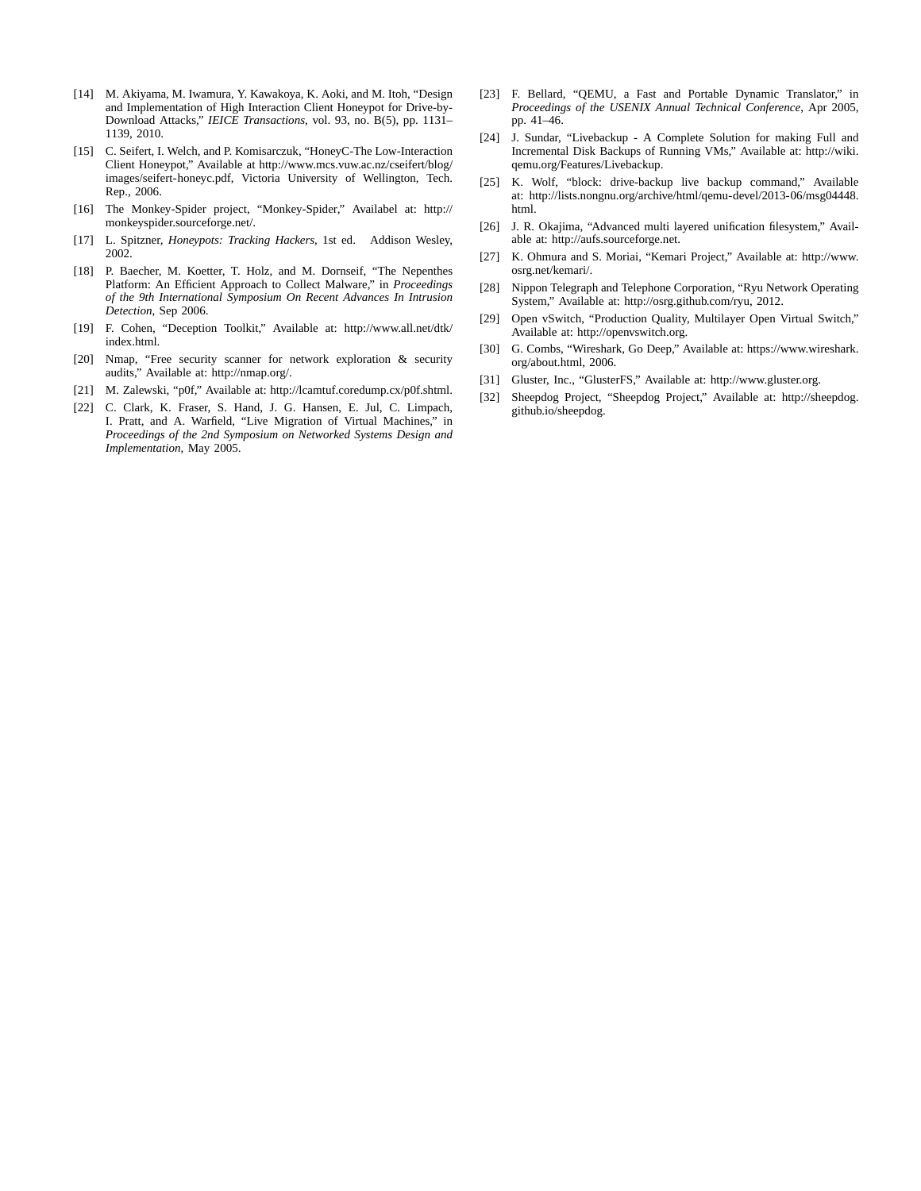[14] M. Akiyama, M. Iwamura, Y. Kawakoya, K. Aoki, and M. Itoh, "Design and Implementation of High Interaction Client Honeypot for Drive-by-Download Attacks," *IEICE Transactions*, vol. 93, no. B(5), pp. 1131–1139, 2010.

[15] C. Seifert, I. Welch, and P. Komisarczuk, "HoneyC-The Low-Interaction Client Honeypot," Available at http://www.mcs.vuw.ac.nz/cseifert/blog/images/seifert-honeyc.pdf, Victoria University of Wellington, Tech. Rep., 2006.

[16] The Monkey-Spider project, "Monkey-Spider," Availabel at: http://monkeyspider.sourceforge.net/.

[17] L. Spitzner, *Honeypots: Tracking Hackers*, 1st ed. Addison Wesley, 2002.

[18] P. Baecher, M. Koetter, T. Holz, and M. Dornseif, "The Nepenthes Platform: An Efficient Approach to Collect Malware," in *Proceedings of the 9th International Symposium On Recent Advances In Intrusion Detection*, Sep 2006.

[19] F. Cohen, "Deception Toolkit," Available at: http://www.all.net/dtk/index.html.

[20] Nmap, "Free security scanner for network exploration & security audits," Available at: http://nmap.org/.

[21] M. Zalewski, "p0f," Available at: http://lcamtuf.coredump.cx/p0f.shtml.

[22] C. Clark, K. Fraser, S. Hand, J. G. Hansen, E. Jul, C. Limpach, I. Pratt, and A. Warfield, "Live Migration of Virtual Machines," in *Proceedings of the 2nd Symposium on Networked Systems Design and Implementation*, May 2005.

[23] F. Bellard, "QEMU, a Fast and Portable Dynamic Translator," in *Proceedings of the USENIX Annual Technical Conference*, Apr 2005, pp. 41–46.

[24] J. Sundar, "Livebackup - A Complete Solution for making Full and Incremental Disk Backups of Running VMs," Available at: http://wiki.qemu.org/Features/Livebackup.

[25] K. Wolf, "block: drive-backup live backup command," Available at: http://lists.nongnu.org/archive/html/qemu-devel/2013-06/msg04448.html.

[26] J. R. Okajima, "Advanced multi layered unification filesystem," Available at: http://aufs.sourceforge.net.

[27] K. Ohmura and S. Moriai, "Kemari Project," Available at: http://www.osrg.net/kemari/.

[28] Nippon Telegraph and Telephone Corporation, "Ryu Network Operating System," Available at: http://osrg.github.com/ryu, 2012.

[29] Open vSwitch, "Production Quality, Multilayer Open Virtual Switch," Available at: http://openvswitch.org.

[30] G. Combs, "Wireshark, Go Deep," Available at: https://www.wireshark.org/about.html, 2006.

[31] Gluster, Inc., "GlusterFS," Available at: http://www.gluster.org.

[32] Sheepdog Project, "Sheepdog Project," Available at: http://sheepdog.github.io/sheepdog.